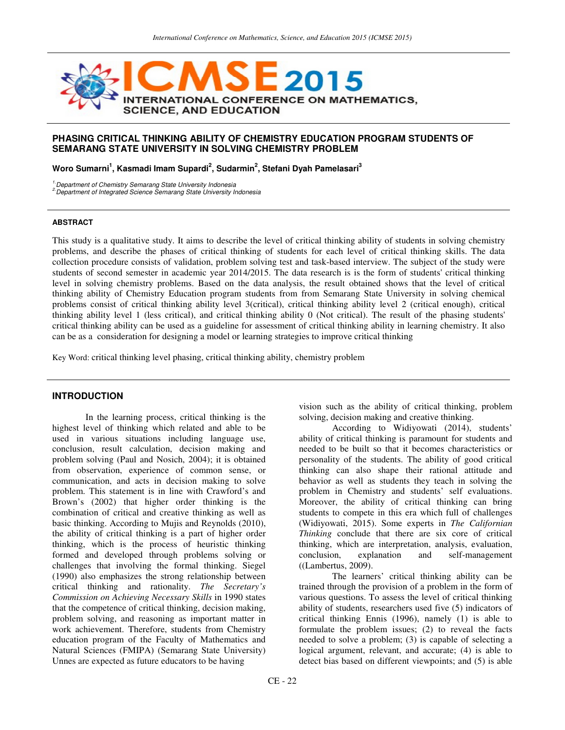# PHASING CRITICAL THINKING ABILITY OF CHEMISTRY EDUCATION PROGRAM STUDENTS OF SEMARANG STATE UNIVERSITY IN SOLVING CHEMISTRY PROBLEM

**Woro Sumarni[1], Kasmadi Imam Supardi[2], Sudarmin[2], Stefani Dyah Pamelasari[3]**

*[1] Department of Chemistry Semarang State University Indonesia*
*[2] Department of Integrated Science Semarang State University Indonesia*

## ABSTRACT

This study is a qualitative study. It aims to describe the level of critical thinking ability of students in solving chemistry problems, and describe the phases of critical thinking of students for each level of critical thinking skills. The data collection procedure consists of validation, problem solving test and task-based interview. The subject of the study were students of second semester in academic year 2014/2015. The data research is is the form of students' critical thinking level in solving chemistry problems. Based on the data analysis, the result obtained shows that the level of critical thinking ability of Chemistry Education program students from from Semarang State University in solving chemical problems consist of critical thinking ability level 3(critical), critical thinking ability level 2 (critical enough), critical thinking ability level 1 (less critical), and critical thinking ability 0 (Not critical). The result of the phasing students' critical thinking ability can be used as a guideline for assessment of critical thinking ability in learning chemistry. It also can be as a consideration for designing a model or learning strategies to improve critical thinking

Key Word: critical thinking level phasing, critical thinking ability, chemistry problem

## INTRODUCTION

In the learning process, critical thinking is the highest level of thinking which related and able to be used in various situations including language use, conclusion, result calculation, decision making and problem solving (Paul and Nosich, 2004); it is obtained from observation, experience of common sense, or communication, and acts in decision making to solve problem. This statement is in line with Crawford's and Brown's (2002) that higher order thinking is the combination of critical and creative thinking as well as basic thinking. According to Mujis and Reynolds (2010), the ability of critical thinking is a part of higher order thinking, which is the process of heuristic thinking formed and developed through problems solving or challenges that involving the formal thinking. Siegel (1990) also emphasizes the strong relationship between critical thinking and rationality. *The Secretary's Commission on Achieving Necessary Skills* in 1990 states that the competence of critical thinking, decision making, problem solving, and reasoning as important matter in work achievement. Therefore, students from Chemistry education program of the Faculty of Mathematics and Natural Sciences (FMIPA) (Semarang State University) Unnes are expected as future educators to be having vision such as the ability of critical thinking, problem solving, decision making and creative thinking.

According to Widiyowati (2014), students' ability of critical thinking is paramount for students and needed to be built so that it becomes characteristics or personality of the students. The ability of good critical thinking can also shape their rational attitude and behavior as well as students they teach in solving the problem in Chemistry and students' self evaluations. Moreover, the ability of critical thinking can bring students to compete in this era which full of challenges (Widiyowati, 2015). Some experts in *The Californian Thinking* conclude that there are six core of critical thinking, which are interpretation, analysis, evaluation, conclusion, explanation and self-management ((Lambertus, 2009).

The learners' critical thinking ability can be trained through the provision of a problem in the form of various questions. To assess the level of critical thinking ability of students, researchers used five (5) indicators of critical thinking Ennis (1996), namely (1) is able to formulate the problem issues; (2) to reveal the facts needed to solve a problem; (3) is capable of selecting a logical argument, relevant, and accurate; (4) is able to detect bias based on different viewpoints; and (5) is able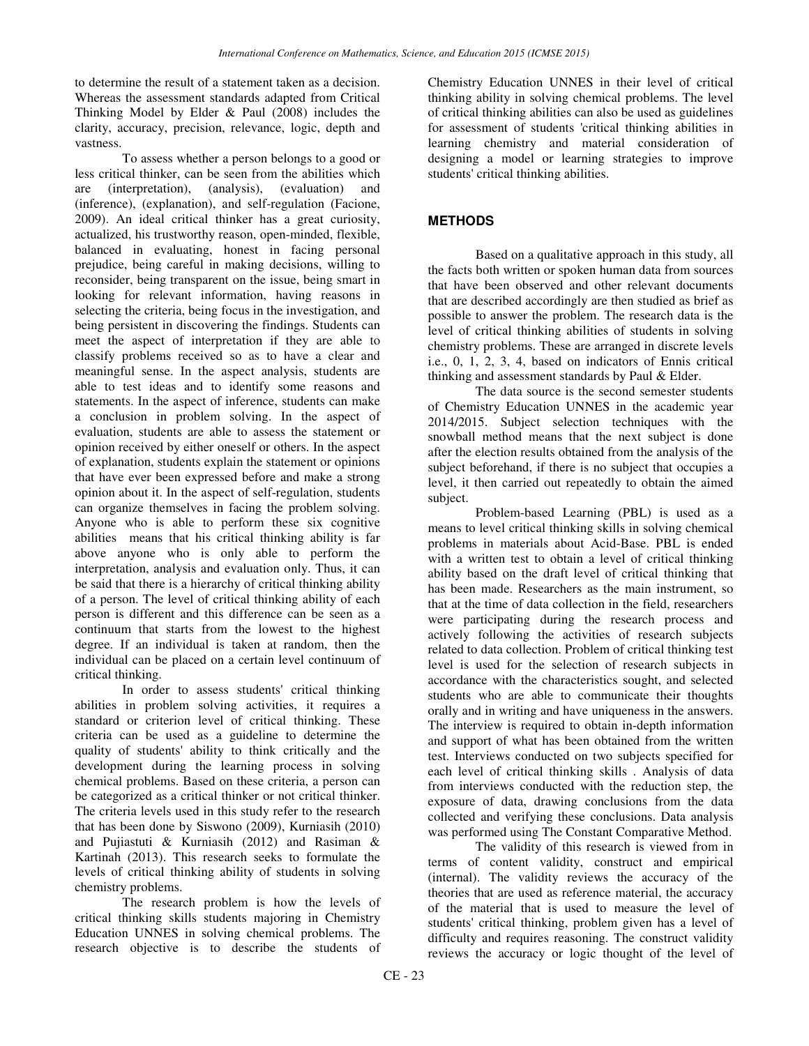to determine the result of a statement taken as a decision. Whereas the assessment standards adapted from Critical Thinking Model by Elder & Paul (2008) includes the clarity, accuracy, precision, relevance, logic, depth and vastness.

To assess whether a person belongs to a good or less critical thinker, can be seen from the abilities which are (interpretation), (analysis), (evaluation) and (inference), (explanation), and self-regulation (Facione, 2009). An ideal critical thinker has a great curiosity, actualized, his trustworthy reason, open-minded, flexible, balanced in evaluating, honest in facing personal prejudice, being careful in making decisions, willing to reconsider, being transparent on the issue, being smart in looking for relevant information, having reasons in selecting the criteria, being focus in the investigation, and being persistent in discovering the findings. Students can meet the aspect of interpretation if they are able to classify problems received so as to have a clear and meaningful sense. In the aspect analysis, students are able to test ideas and to identify some reasons and statements. In the aspect of inference, students can make a conclusion in problem solving. In the aspect of evaluation, students are able to assess the statement or opinion received by either oneself or others. In the aspect of explanation, students explain the statement or opinions that have ever been expressed before and make a strong opinion about it. In the aspect of self-regulation, students can organize themselves in facing the problem solving. Anyone who is able to perform these six cognitive abilities means that his critical thinking ability is far above anyone who is only able to perform the interpretation, analysis and evaluation only. Thus, it can be said that there is a hierarchy of critical thinking ability of a person. The level of critical thinking ability of each person is different and this difference can be seen as a continuum that starts from the lowest to the highest degree. If an individual is taken at random, then the individual can be placed on a certain level continuum of critical thinking.

In order to assess students' critical thinking abilities in problem solving activities, it requires a standard or criterion level of critical thinking. These criteria can be used as a guideline to determine the quality of students' ability to think critically and the development during the learning process in solving chemical problems. Based on these criteria, a person can be categorized as a critical thinker or not critical thinker. The criteria levels used in this study refer to the research that has been done by Siswono (2009), Kurniasih (2010) and Pujiastuti & Kurniasih (2012) and Rasiman & Kartinah (2013). This research seeks to formulate the levels of critical thinking ability of students in solving chemistry problems.

The research problem is how the levels of critical thinking skills students majoring in Chemistry Education UNNES in solving chemical problems. The research objective is to describe the students of Chemistry Education UNNES in their level of critical thinking ability in solving chemical problems. The level of critical thinking abilities can also be used as guidelines for assessment of students 'critical thinking abilities in learning chemistry and material consideration of designing a model or learning strategies to improve students' critical thinking abilities.

## METHODS

Based on a qualitative approach in this study, all the facts both written or spoken human data from sources that have been observed and other relevant documents that are described accordingly are then studied as brief as possible to answer the problem. The research data is the level of critical thinking abilities of students in solving chemistry problems. These are arranged in discrete levels i.e., 0, 1, 2, 3, 4, based on indicators of Ennis critical thinking and assessment standards by Paul & Elder.

The data source is the second semester students of Chemistry Education UNNES in the academic year 2014/2015. Subject selection techniques with the snowball method means that the next subject is done after the election results obtained from the analysis of the subject beforehand, if there is no subject that occupies a level, it then carried out repeatedly to obtain the aimed subject.

Problem-based Learning (PBL) is used as a means to level critical thinking skills in solving chemical problems in materials about Acid-Base. PBL is ended with a written test to obtain a level of critical thinking ability based on the draft level of critical thinking that has been made. Researchers as the main instrument, so that at the time of data collection in the field, researchers were participating during the research process and actively following the activities of research subjects related to data collection. Problem of critical thinking test level is used for the selection of research subjects in accordance with the characteristics sought, and selected students who are able to communicate their thoughts orally and in writing and have uniqueness in the answers. The interview is required to obtain in-depth information and support of what has been obtained from the written test. Interviews conducted on two subjects specified for each level of critical thinking skills . Analysis of data from interviews conducted with the reduction step, the exposure of data, drawing conclusions from the data collected and verifying these conclusions. Data analysis was performed using The Constant Comparative Method.

The validity of this research is viewed from in terms of content validity, construct and empirical (internal). The validity reviews the accuracy of the theories that are used as reference material, the accuracy of the material that is used to measure the level of students' critical thinking, problem given has a level of difficulty and requires reasoning. The construct validity reviews the accuracy or logic thought of the level of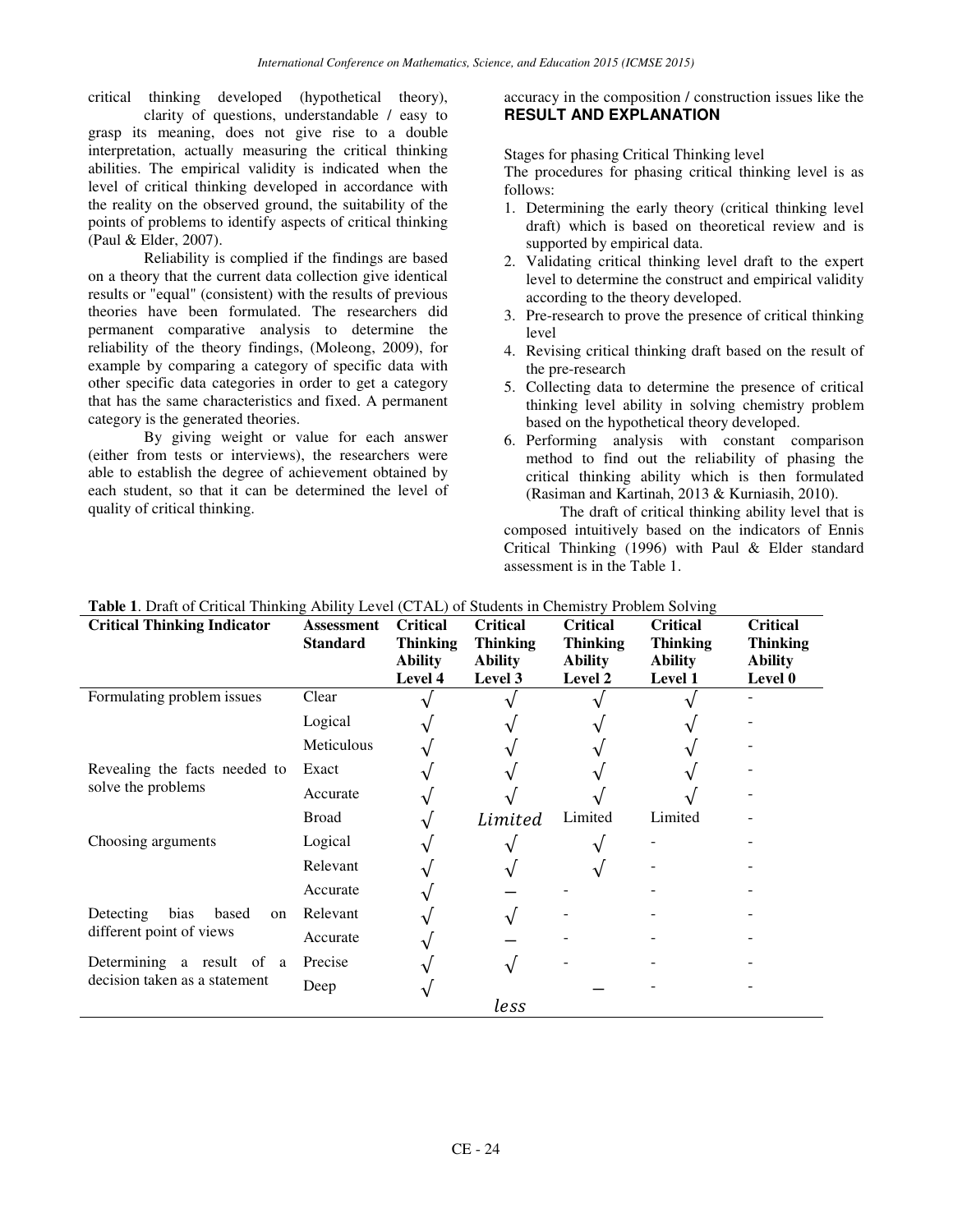critical thinking developed (hypothetical theory), clarity of questions, understandable / easy to grasp its meaning, does not give rise to a double interpretation, actually measuring the critical thinking abilities. The empirical validity is indicated when the level of critical thinking developed in accordance with the reality on the observed ground, the suitability of the points of problems to identify aspects of critical thinking (Paul & Elder, 2007).

Reliability is complied if the findings are based on a theory that the current data collection give identical results or "equal" (consistent) with the results of previous theories have been formulated. The researchers did permanent comparative analysis to determine the reliability of the theory findings, (Moleong, 2009), for example by comparing a category of specific data with other specific data categories in order to get a category that has the same characteristics and fixed. A permanent category is the generated theories.

By giving weight or value for each answer (either from tests or interviews), the researchers were able to establish the degree of achievement obtained by each student, so that it can be determined the level of quality of critical thinking.

accuracy in the composition / construction issues like the

## RESULT AND EXPLANATION

Stages for phasing Critical Thinking level

The procedures for phasing critical thinking level is as follows:

1. Determining the early theory (critical thinking level draft) which is based on theoretical review and is supported by empirical data.
2. Validating critical thinking level draft to the expert level to determine the construct and empirical validity according to the theory developed.
3. Pre-research to prove the presence of critical thinking level
4. Revising critical thinking draft based on the result of the pre-research
5. Collecting data to determine the presence of critical thinking level ability in solving chemistry problem based on the hypothetical theory developed.
6. Performing analysis with constant comparison method to find out the reliability of phasing the critical thinking ability which is then formulated (Rasiman and Kartinah, 2013 & Kurniasih, 2010).

The draft of critical thinking ability level that is composed intuitively based on the indicators of Ennis Critical Thinking (1996) with Paul & Elder standard assessment is in the Table 1.

**Table 1**. Draft of Critical Thinking Ability Level (CTAL) of Students in Chemistry Problem Solving

| Critical Thinking Indicator | Assessment Standard | Critical Thinking Ability Level 4 | Critical Thinking Ability Level 3 | Critical Thinking Ability Level 2 | Critical Thinking Ability Level 1 | Critical Thinking Ability Level 0 |
|---|---|---|---|---|---|---|
| Formulating problem issues | Clear | √ | √ | √ | √ | - |
| | Logical | √ | √ | √ | √ | - |
| | Meticulous | √ | √ | √ | √ | - |
| Revealing the facts needed to solve the problems | Exact | √ | √ | √ | √ | - |
| | Accurate | √ | √ | √ | √ | - |
| | Broad | √ | *Limited* | Limited | Limited | - |
| Choosing arguments | Logical | √ | √ | √ | - | - |
| | Relevant | √ | √ | √ | - | - |
| | Accurate | √ | — | - | - | - |
| Detecting bias based on different point of views | Relevant | √ | √ | - | - | - |
| | Accurate | √ | — | - | - | - |
| Determining a result of a decision taken as a statement | Precise | √ | √ | - | - | - |
| | Deep | √ | *less* | — | - | - |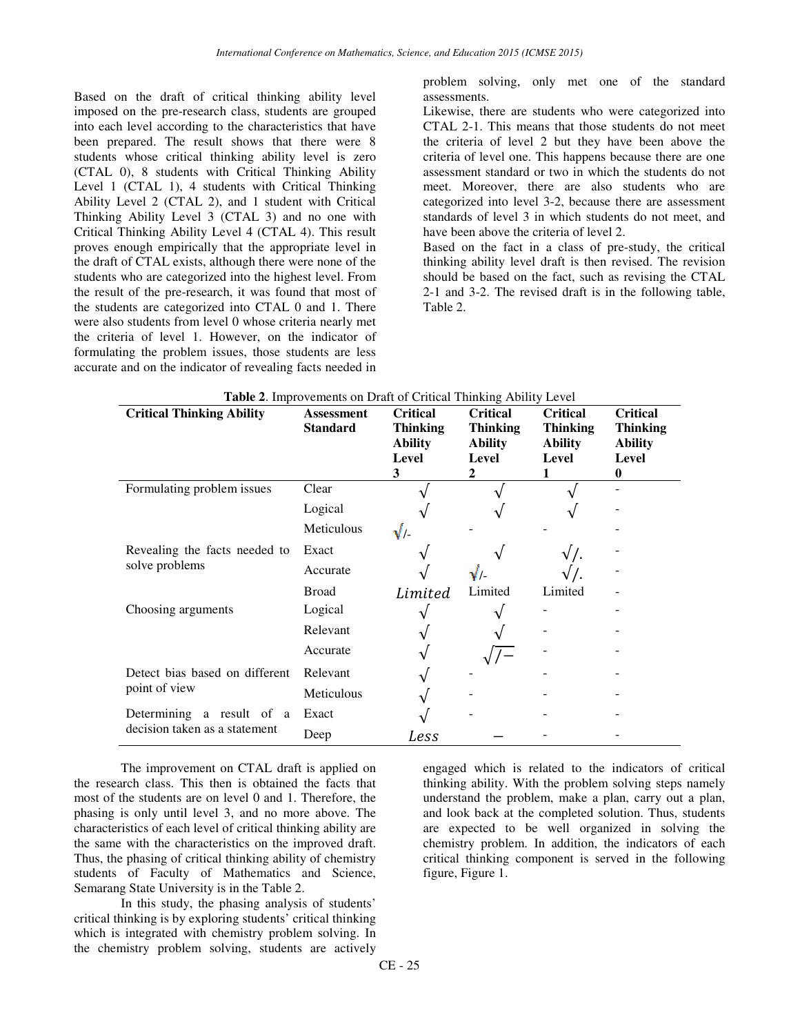Based on the draft of critical thinking ability level imposed on the pre-research class, students are grouped into each level according to the characteristics that have been prepared. The result shows that there were 8 students whose critical thinking ability level is zero (CTAL 0), 8 students with Critical Thinking Ability Level 1 (CTAL 1), 4 students with Critical Thinking Ability Level 2 (CTAL 2), and 1 student with Critical Thinking Ability Level 3 (CTAL 3) and no one with Critical Thinking Ability Level 4 (CTAL 4). This result proves enough empirically that the appropriate level in the draft of CTAL exists, although there were none of the students who are categorized into the highest level. From the result of the pre-research, it was found that most of the students are categorized into CTAL 0 and 1. There were also students from level 0 whose criteria nearly met the criteria of level 1. However, on the indicator of formulating the problem issues, those students are less accurate and on the indicator of revealing facts needed in problem solving, only met one of the standard assessments.

Likewise, there are students who were categorized into CTAL 2-1. This means that those students do not meet the criteria of level 2 but they have been above the criteria of level one. This happens because there are one assessment standard or two in which the students do not meet. Moreover, there are also students who are categorized into level 3-2, because there are assessment standards of level 3 in which students do not meet, and have been above the criteria of level 2.

Based on the fact in a class of pre-study, the critical thinking ability level draft is then revised. The revision should be based on the fact, such as revising the CTAL 2-1 and 3-2. The revised draft is in the following table, Table 2.

**Table 2**. Improvements on Draft of Critical Thinking Ability Level

| Critical Thinking Ability | Assessment Standard | Critical Thinking Ability Level 3 | Critical Thinking Ability Level 2 | Critical Thinking Ability Level 1 | Critical Thinking Ability Level 0 |
|---|---|---|---|---|---|
| Formulating problem issues | Clear | √ | √ | √ | - |
| | Logical | √ | √ | √ | - |
| | Meticulous | √/- | - | - | - |
| Revealing the facts needed to solve problems | Exact | √ | √ | √/. | - |
| | Accurate | √ | √/- | √/. | - |
| | Broad | Limited | Limited | Limited | - |
| Choosing arguments | Logical | √ | √ | - | - |
| | Relevant | √ | √ | - | - |
| | Accurate | √ | √/− | - | - |
| Detect bias based on different point of view | Relevant | √ | - | - | - |
| | Meticulous | √ | - | - | - |
| Determining a result of a decision taken as a statement | Exact | √ | - | - | - |
| | Deep | Less | − | - | - |

The improvement on CTAL draft is applied on the research class. This then is obtained the facts that most of the students are on level 0 and 1. Therefore, the phasing is only until level 3, and no more above. The characteristics of each level of critical thinking ability are the same with the characteristics on the improved draft. Thus, the phasing of critical thinking ability of chemistry students of Faculty of Mathematics and Science, Semarang State University is in the Table 2.

In this study, the phasing analysis of students' critical thinking is by exploring students' critical thinking which is integrated with chemistry problem solving. In the chemistry problem solving, students are actively engaged which is related to the indicators of critical thinking ability. With the problem solving steps namely understand the problem, make a plan, carry out a plan, and look back at the completed solution. Thus, students are expected to be well organized in solving the chemistry problem. In addition, the indicators of each critical thinking component is served in the following figure, Figure 1.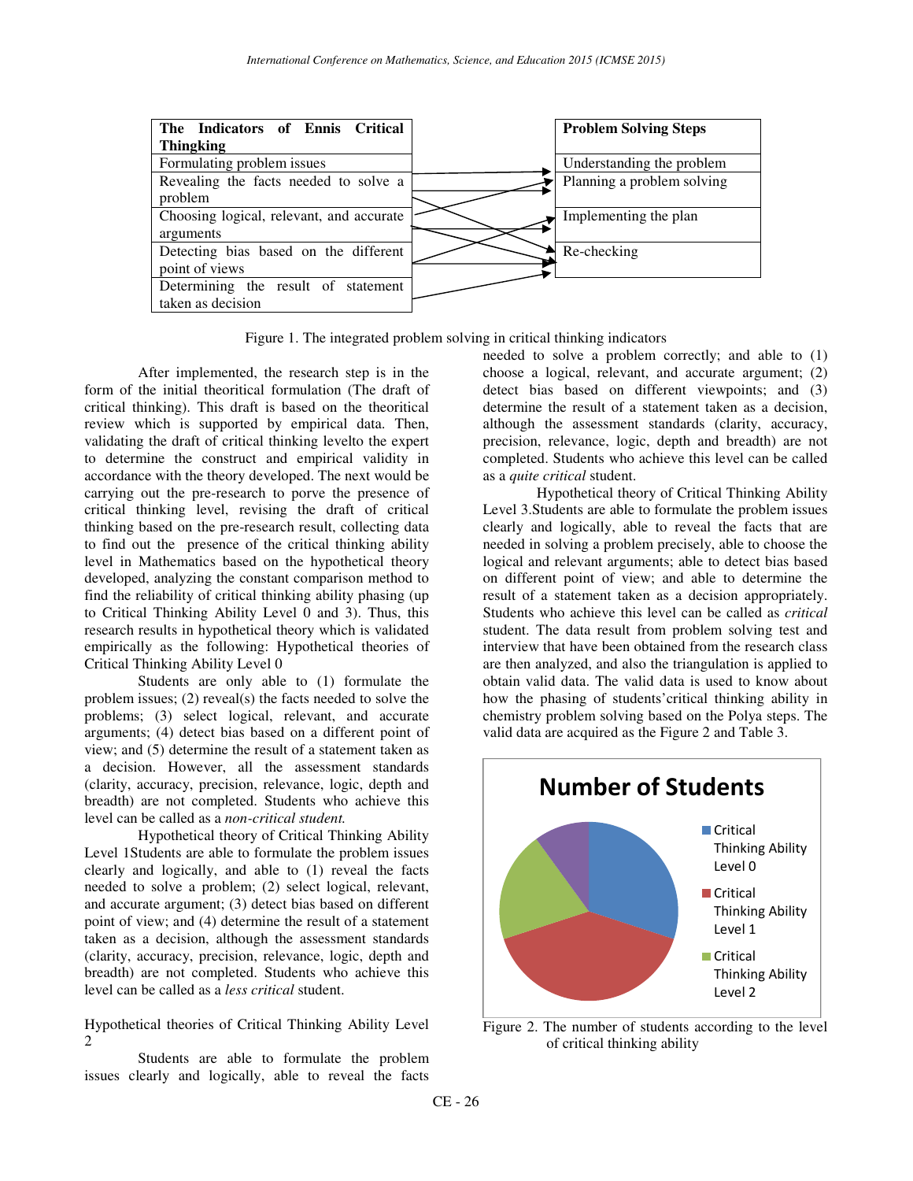| The Indicators of Ennis Critical Thingking | Problem Solving Steps |
| --- | --- |
| Formulating problem issues | Understanding the problem |
| Revealing the facts needed to solve a problem | Planning a problem solving |
| Choosing logical, relevant, and accurate arguments | Implementing the plan |
| Detecting bias based on the different point of views | Re-checking |
| Determining the result of statement taken as decision | |

Figure 1. The integrated problem solving in critical thinking indicators

After implemented, the research step is in the form of the initial theoritical formulation (The draft of critical thinking). This draft is based on the theoritical review which is supported by empirical data. Then, validating the draft of critical thinking levelto the expert to determine the construct and empirical validity in accordance with the theory developed. The next would be carrying out the pre-research to porve the presence of critical thinking level, revising the draft of critical thinking based on the pre-research result, collecting data to find out the presence of the critical thinking ability level in Mathematics based on the hypothetical theory developed, analyzing the constant comparison method to find the reliability of critical thinking ability phasing (up to Critical Thinking Ability Level 0 and 3). Thus, this research results in hypothetical theory which is validated empirically as the following: Hypothetical theories of Critical Thinking Ability Level 0

Students are only able to (1) formulate the problem issues; (2) reveal(s) the facts needed to solve the problems; (3) select logical, relevant, and accurate arguments; (4) detect bias based on a different point of view; and (5) determine the result of a statement taken as a decision. However, all the assessment standards (clarity, accuracy, precision, relevance, logic, depth and breadth) are not completed. Students who achieve this level can be called as a *non-critical student.*

Hypothetical theory of Critical Thinking Ability Level 1Students are able to formulate the problem issues clearly and logically, and able to (1) reveal the facts needed to solve a problem; (2) select logical, relevant, and accurate argument; (3) detect bias based on different point of view; and (4) determine the result of a statement taken as a decision, although the assessment standards (clarity, accuracy, precision, relevance, logic, depth and breadth) are not completed. Students who achieve this level can be called as a *less critical* student.

Hypothetical theories of Critical Thinking Ability Level 2

Students are able to formulate the problem issues clearly and logically, able to reveal the facts needed to solve a problem correctly; and able to (1) choose a logical, relevant, and accurate argument; (2) detect bias based on different viewpoints; and (3) determine the result of a statement taken as a decision, although the assessment standards (clarity, accuracy, precision, relevance, logic, depth and breadth) are not completed. Students who achieve this level can be called as a *quite critical* student.

Hypothetical theory of Critical Thinking Ability Level 3.Students are able to formulate the problem issues clearly and logically, able to reveal the facts that are needed in solving a problem precisely, able to choose the logical and relevant arguments; able to detect bias based on different point of view; and able to determine the result of a statement taken as a decision appropriately. Students who achieve this level can be called as *critical* student. The data result from problem solving test and interview that have been obtained from the research class are then analyzed, and also the triangulation is applied to obtain valid data. The valid data is used to know about how the phasing of students'critical thinking ability in chemistry problem solving based on the Polya steps. The valid data are acquired as the Figure 2 and Table 3.

Figure 2. The number of students according to the level of critical thinking ability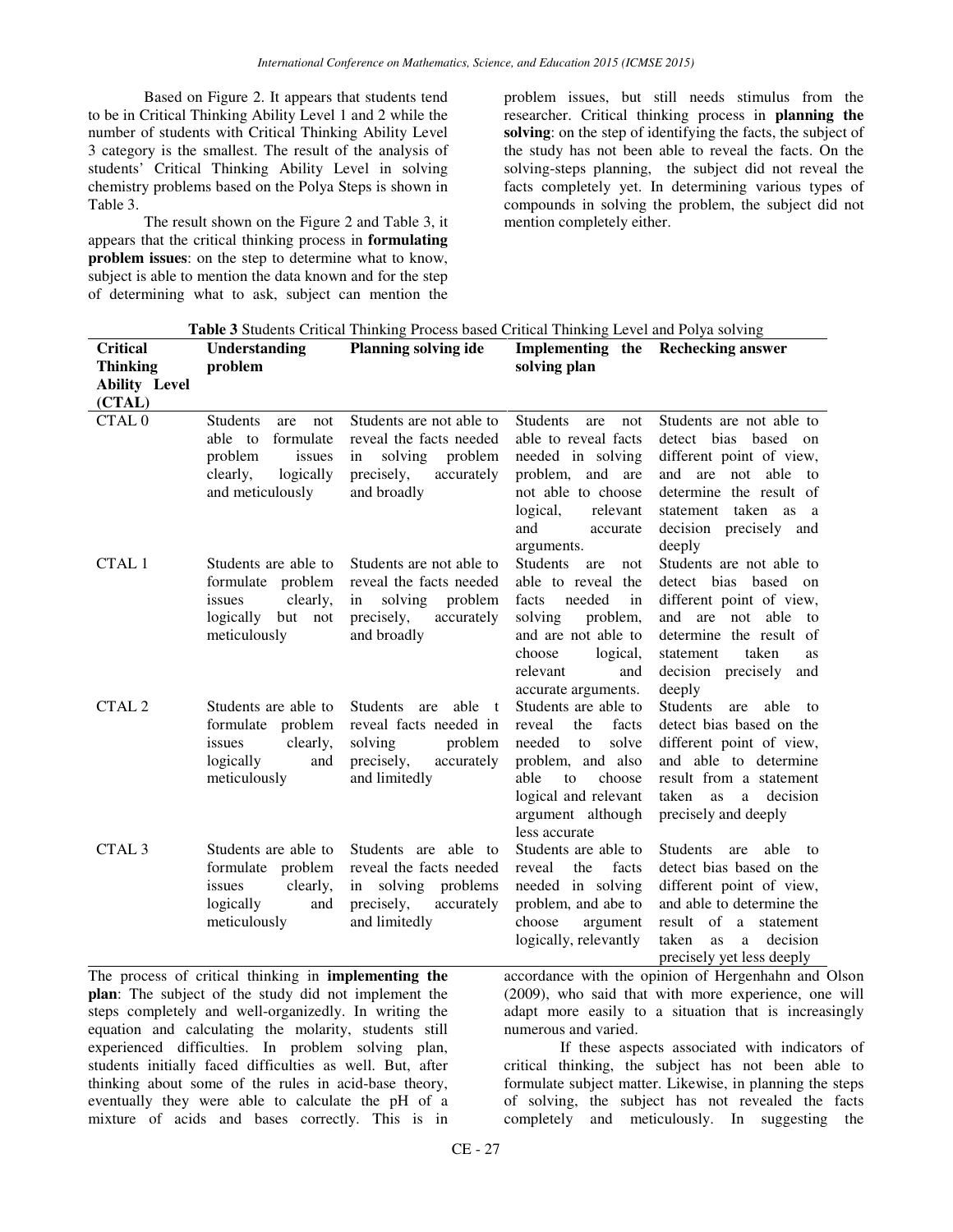Based on Figure 2. It appears that students tend to be in Critical Thinking Ability Level 1 and 2 while the number of students with Critical Thinking Ability Level 3 category is the smallest. The result of the analysis of students' Critical Thinking Ability Level in solving chemistry problems based on the Polya Steps is shown in Table 3.

The result shown on the Figure 2 and Table 3, it appears that the critical thinking process in **formulating problem issues**: on the step to determine what to know, subject is able to mention the data known and for the step of determining what to ask, subject can mention the problem issues, but still needs stimulus from the researcher. Critical thinking process in **planning the solving**: on the step of identifying the facts, the subject of the study has not been able to reveal the facts. On the solving-steps planning, the subject did not reveal the facts completely yet. In determining various types of compounds in solving the problem, the subject did not mention completely either.

**Table 3** Students Critical Thinking Process based Critical Thinking Level and Polya solving

| Critical Thinking Ability Level (CTAL) | Understanding problem | Planning solving ide | Implementing the solving plan | Rechecking answer |
|---|---|---|---|---|
| CTAL 0 | Students are not able to formulate problem issues clearly, logically and meticulously | Students are not able to reveal the facts needed in solving problem precisely, accurately and broadly | Students are not able to reveal facts needed in solving problem, and are not able to choose logical, relevant and accurate arguments. | Students are not able to detect bias based on different point of view, and are not able to determine the result of statement taken as a decision precisely and deeply |
| CTAL 1 | Students are able to formulate problem issues clearly, logically but not meticulously | Students are not able to reveal the facts needed in solving problem precisely, accurately and broadly | Students are not able to reveal the facts needed in solving problem, and are not able to choose logical, relevant and accurate arguments. | Students are not able to detect bias based on different point of view, and are not able to determine the result of statement taken as decision precisely and deeply |
| CTAL 2 | Students are able to formulate problem issues clearly, logically and meticulously | Students are able t reveal facts needed in solving problem precisely, accurately and limitedly | Students are able to reveal the facts needed to solve problem, and also able to choose logical and relevant argument although less accurate | Students are able to detect bias based on the different point of view, and able to determine result from a statement taken as a decision precisely and deeply |
| CTAL 3 | Students are able to formulate problem issues clearly, logically and meticulously | Students are able to reveal the facts needed in solving problems precisely, accurately and limitedly | Students are able to reveal the facts needed in solving problem, and abe to choose argument logically, relevantly | Students are able to detect bias based on the different point of view, and able to determine the result of a statement taken as a decision precisely yet less deeply |

The process of critical thinking in **implementing the plan**: The subject of the study did not implement the steps completely and well-organizedly. In writing the equation and calculating the molarity, students still experienced difficulties. In problem solving plan, students initially faced difficulties as well. But, after thinking about some of the rules in acid-base theory, eventually they were able to calculate the pH of a mixture of acids and bases correctly. This is in accordance with the opinion of Hergenhahn and Olson (2009), who said that with more experience, one will adapt more easily to a situation that is increasingly numerous and varied.

If these aspects associated with indicators of critical thinking, the subject has not been able to formulate subject matter. Likewise, in planning the steps of solving, the subject has not revealed the facts completely and meticulously. In suggesting the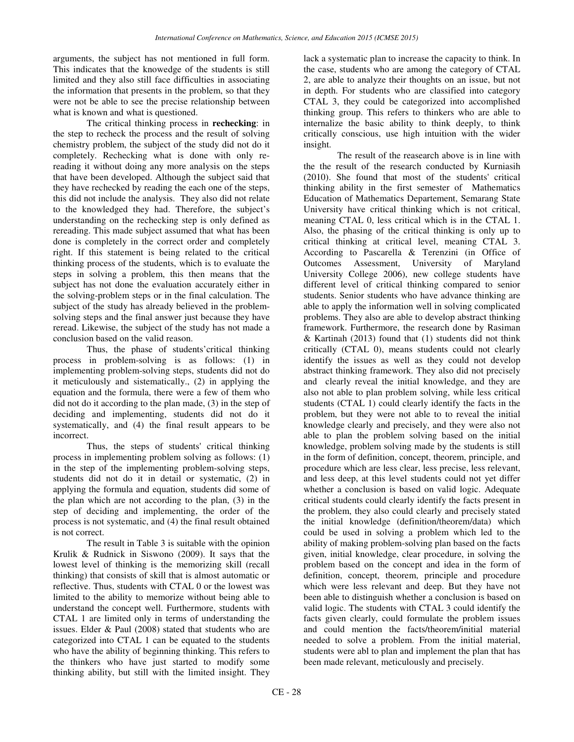arguments, the subject has not mentioned in full form. This indicates that the knowedge of the students is still limited and they also still face difficulties in associating the information that presents in the problem, so that they were not be able to see the precise relationship between what is known and what is questioned.

The critical thinking process in **rechecking**: in the step to recheck the process and the result of solving chemistry problem, the subject of the study did not do it completely. Rechecking what is done with only re-reading it without doing any more analysis on the steps that have been developed. Although the subject said that they have rechecked by reading the each one of the steps, this did not include the analysis. They also did not relate to the knowledged they had. Therefore, the subject's understanding on the rechecking step is only defined as rereading. This made subject assumed that what has been done is completely in the correct order and completely right. If this statement is being related to the critical thinking process of the students, which is to evaluate the steps in solving a problem, this then means that the subject has not done the evaluation accurately either in the solving-problem steps or in the final calculation. The subject of the study has already believed in the problem-solving steps and the final answer just because they have reread. Likewise, the subject of the study has not made a conclusion based on the valid reason.

Thus, the phase of students'critical thinking process in problem-solving is as follows: (1) in implementing problem-solving steps, students did not do it meticulously and sistematically., (2) in applying the equation and the formula, there were a few of them who did not do it according to the plan made, (3) in the step of deciding and implementing, students did not do it systematically, and (4) the final result appears to be incorrect.

Thus, the steps of students' critical thinking process in implementing problem solving as follows: (1) in the step of the implementing problem-solving steps, students did not do it in detail or systematic, (2) in applying the formula and equation, students did some of the plan which are not according to the plan, (3) in the step of deciding and implementing, the order of the process is not systematic, and (4) the final result obtained is not correct.

The result in Table 3 is suitable with the opinion Krulik & Rudnick in Siswono (2009). It says that the lowest level of thinking is the memorizing skill (recall thinking) that consists of skill that is almost automatic or reflective. Thus, students with CTAL 0 or the lowest was limited to the ability to memorize without being able to understand the concept well. Furthermore, students with CTAL 1 are limited only in terms of understanding the issues. Elder & Paul (2008) stated that students who are categorized into CTAL 1 can be equated to the students who have the ability of beginning thinking. This refers to the thinkers who have just started to modify some thinking ability, but still with the limited insight. They lack a systematic plan to increase the capacity to think. In the case, students who are among the category of CTAL 2, are able to analyze their thoughts on an issue, but not in depth. For students who are classified into category CTAL 3, they could be categorized into accomplished thinking group. This refers to thinkers who are able to internalize the basic ability to think deeply, to think critically conscious, use high intuition with the wider insight.

The result of the reasearch above is in line with the the result of the research conducted by Kurniasih (2010). She found that most of the students' critical thinking ability in the first semester of Mathematics Education of Mathematics Departement, Semarang State University have critical thinking which is not critical, meaning CTAL 0, less critical which is in the CTAL 1. Also, the phasing of the critical thinking is only up to critical thinking at critical level, meaning CTAL 3. According to Pascarella & Terenzini (in Office of Outcomes Assessment, University of Maryland University College 2006), new college students have different level of critical thinking compared to senior students. Senior students who have advance thinking are able to apply the information well in solving complicated problems. They also are able to develop abstract thinking framework. Furthermore, the research done by Rasiman & Kartinah (2013) found that (1) students did not think critically (CTAL 0), means students could not clearly identify the issues as well as they could not develop abstract thinking framework. They also did not precisely and clearly reveal the initial knowledge, and they are also not able to plan problem solving, while less critical students (CTAL 1) could clearly identify the facts in the problem, but they were not able to to reveal the initial knowledge clearly and precisely, and they were also not able to plan the problem solving based on the initial knowledge, problem solving made by the students is still in the form of definition, concept, theorem, principle, and procedure which are less clear, less precise, less relevant, and less deep, at this level students could not yet differ whether a conclusion is based on valid logic. Adequate critical students could clearly identify the facts present in the problem, they also could clearly and precisely stated the initial knowledge (definition/theorem/data) which could be used in solving a problem which led to the ability of making problem-solving plan based on the facts given, initial knowledge, clear procedure, in solving the problem based on the concept and idea in the form of definition, concept, theorem, principle and procedure which were less relevant and deep. But they have not been able to distinguish whether a conclusion is based on valid logic. The students with CTAL 3 could identify the facts given clearly, could formulate the problem issues and could mention the facts/theorem/initial material needed to solve a problem. From the initial material, students were abl to plan and implement the plan that has been made relevant, meticulously and precisely.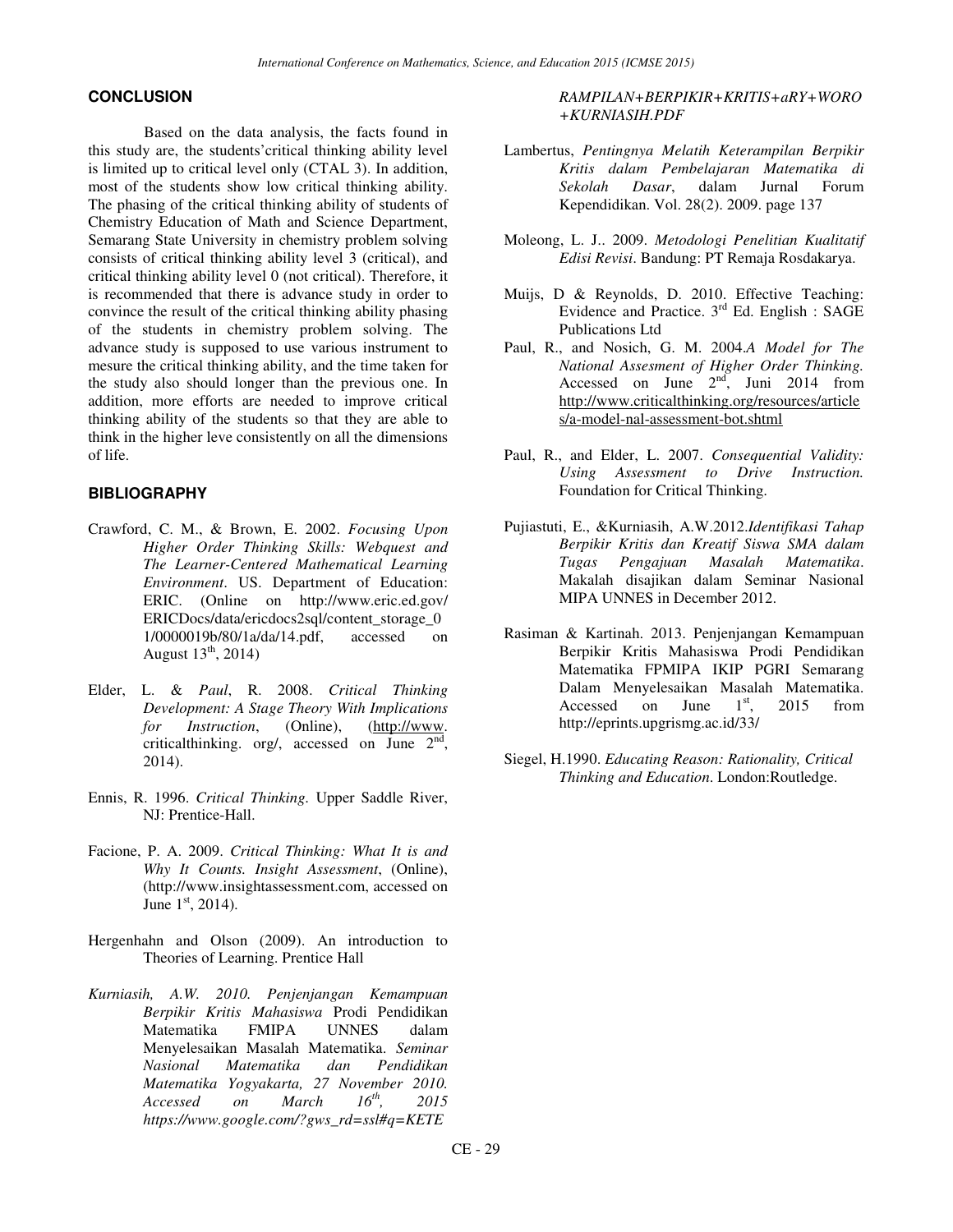## CONCLUSION

Based on the data analysis, the facts found in this study are, the students'critical thinking ability level is limited up to critical level only (CTAL 3). In addition, most of the students show low critical thinking ability. The phasing of the critical thinking ability of students of Chemistry Education of Math and Science Department, Semarang State University in chemistry problem solving consists of critical thinking ability level 3 (critical), and critical thinking ability level 0 (not critical). Therefore, it is recommended that there is advance study in order to convince the result of the critical thinking ability phasing of the students in chemistry problem solving. The advance study is supposed to use various instrument to mesure the critical thinking ability, and the time taken for the study also should longer than the previous one. In addition, more efforts are needed to improve critical thinking ability of the students so that they are able to think in the higher leve consistently on all the dimensions of life.

## BIBLIOGRAPHY

Crawford, C. M., & Brown, E. 2002. *Focusing Upon Higher Order Thinking Skills: Webquest and The Learner-Centered Mathematical Learning Environment*. US. Department of Education: ERIC. (Online on http://www.eric.ed.gov/ERICDocs/data/ericdocs2sql/content_storage_01/0000019b/80/1a/da/14.pdf, accessed on August 13th, 2014)

Elder, L. & *Paul*, R. 2008. *Critical Thinking Development: A Stage Theory With Implications for Instruction*, (Online), (http://www. criticalthinking. org/, accessed on June 2nd, 2014).

Ennis, R. 1996. *Critical Thinking.* Upper Saddle River, NJ: Prentice-Hall.

Facione, P. A. 2009. *Critical Thinking: What It is and Why It Counts. Insight Assessment*, (Online), (http://www.insightassessment.com, accessed on June 1st, 2014).

Hergenhahn and Olson (2009). An introduction to Theories of Learning. Prentice Hall

*Kurniasih, A.W. 2010. Penjenjangan Kemampuan Berpikir Kritis Mahasiswa* Prodi Pendidikan Matematika FMIPA UNNES dalam Menyelesaikan Masalah Matematika. *Seminar Nasional Matematika dan Pendidikan Matematika Yogyakarta, 27 November 2010. Accessed on March 16th, 2015 https://www.google.com/?gws_rd=ssl#q=KETERAMPILAN+BERPIKIR+KRITIS+aRY+WORO+KURNIASIH.PDF*

Lambertus, *Pentingnya Melatih Keterampilan Berpikir Kritis dalam Pembelajaran Matematika di Sekolah Dasar*, dalam Jurnal Forum Kependidikan. Vol. 28(2). 2009. page 137

Moleong, L. J.. 2009. *Metodologi Penelitian Kualitatif Edisi Revisi*. Bandung: PT Remaja Rosdakarya.

Muijs, D & Reynolds, D. 2010. Effective Teaching: Evidence and Practice. 3rd Ed. English : SAGE Publications Ltd

Paul, R., and Nosich, G. M. 2004.*A Model for The National Assesment of Higher Order Thinking.* Accessed on June 2nd, Juni 2014 from http://www.criticalthinking.org/resources/articles/a-model-nal-assessment-bot.shtml

Paul, R., and Elder, L. 2007. *Consequential Validity: Using Assessment to Drive Instruction.* Foundation for Critical Thinking.

Pujiastuti, E., &Kurniasih, A.W.2012.*Identifikasi Tahap Berpikir Kritis dan Kreatif Siswa SMA dalam Tugas Pengajuan Masalah Matematika*. Makalah disajikan dalam Seminar Nasional MIPA UNNES in December 2012.

Rasiman & Kartinah. 2013. Penjenjangan Kemampuan Berpikir Kritis Mahasiswa Prodi Pendidikan Matematika FPMIPA IKIP PGRI Semarang Dalam Menyelesaikan Masalah Matematika. Accessed on June 1st, 2015 from http://eprints.upgrismg.ac.id/33/

Siegel, H.1990. *Educating Reason: Rationality, Critical Thinking and Education*. London:Routledge.